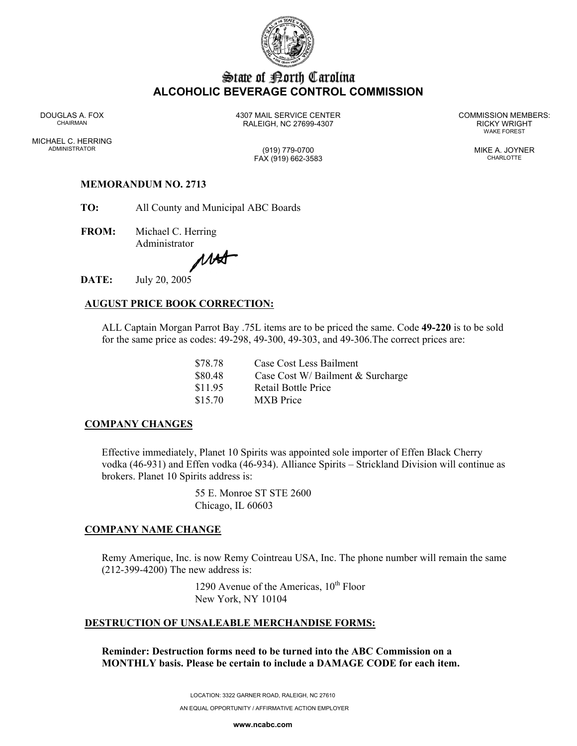# State of North Carolina
## ALCOHOLIC BEVERAGE CONTROL COMMISSION

DOUGLAS A. FOX
CHAIRMAN

MICHAEL C. HERRING
ADMINISTRATOR

4307 MAIL SERVICE CENTER
RALEIGH, NC 27699-4307

(919) 779-0700
FAX (919) 662-3583

COMMISSION MEMBERS:
RICKY WRIGHT
WAKE FOREST

MIKE A. JOYNER
CHARLOTTE

**MEMORANDUM NO. 2713**

**TO:** All County and Municipal ABC Boards

**FROM:** Michael C. Herring
Administrator

**DATE:** July 20, 2005

### AUGUST PRICE BOOK CORRECTION:

ALL Captain Morgan Parrot Bay .75L items are to be priced the same. Code **49-220** is to be sold for the same price as codes: 49-298, 49-300, 49-303, and 49-306.The correct prices are:

| | |
|---|---|
| $78.78 | Case Cost Less Bailment |
| $80.48 | Case Cost W/ Bailment & Surcharge |
| $11.95 | Retail Bottle Price |
| $15.70 | MXB Price |

### COMPANY CHANGES

Effective immediately, Planet 10 Spirits was appointed sole importer of Effen Black Cherry vodka (46-931) and Effen vodka (46-934). Alliance Spirits – Strickland Division will continue as brokers. Planet 10 Spirits address is:

55 E. Monroe ST STE 2600
Chicago, IL 60603

### COMPANY NAME CHANGE

Remy Amerique, Inc. is now Remy Cointreau USA, Inc. The phone number will remain the same (212-399-4200) The new address is:

1290 Avenue of the Americas, 10th Floor
New York, NY 10104

### DESTRUCTION OF UNSALEABLE MERCHANDISE FORMS:

**Reminder: Destruction forms need to be turned into the ABC Commission on a MONTHLY basis. Please be certain to include a DAMAGE CODE for each item.**

LOCATION: 3322 GARNER ROAD, RALEIGH, NC 27610

AN EQUAL OPPORTUNITY / AFFIRMATIVE ACTION EMPLOYER

www.ncabc.com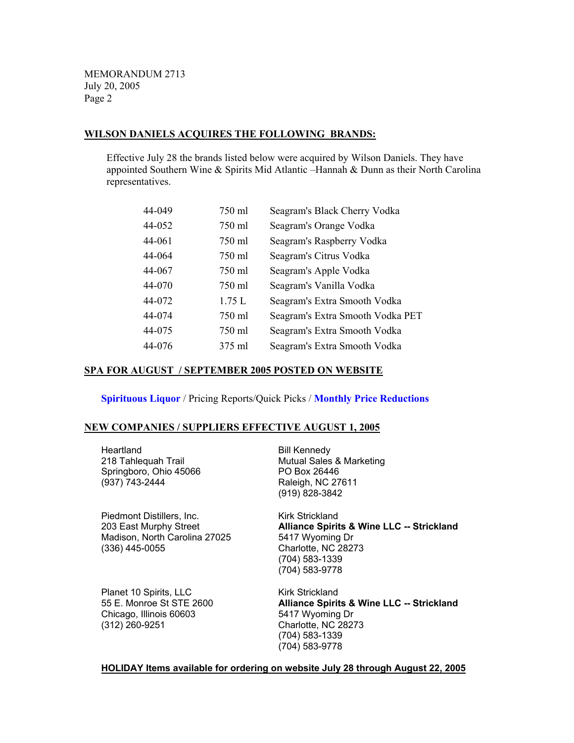## WILSON DANIELS ACQUIRES THE FOLLOWING BRANDS:

Effective July 28 the brands listed below were acquired by Wilson Daniels. They have appointed Southern Wine & Spirits Mid Atlantic –Hannah & Dunn as their North Carolina representatives.

| | | |
|---|---|---|
| 44-049 | 750 ml | Seagram's Black Cherry Vodka |
| 44-052 | 750 ml | Seagram's Orange Vodka |
| 44-061 | 750 ml | Seagram's Raspberry Vodka |
| 44-064 | 750 ml | Seagram's Citrus Vodka |
| 44-067 | 750 ml | Seagram's Apple Vodka |
| 44-070 | 750 ml | Seagram's Vanilla Vodka |
| 44-072 | 1.75 L | Seagram's Extra Smooth Vodka |
| 44-074 | 750 ml | Seagram's Extra Smooth Vodka PET |
| 44-075 | 750 ml | Seagram's Extra Smooth Vodka |
| 44-076 | 375 ml | Seagram's Extra Smooth Vodka |

## SPA FOR AUGUST / SEPTEMBER 2005 POSTED ON WEBSITE

**Spirituous Liquor** / Pricing Reports/Quick Picks / **Monthly Price Reductions**

## NEW COMPANIES / SUPPLIERS EFFECTIVE AUGUST 1, 2005

Heartland
218 Tahlequah Trail
Springboro, Ohio 45066
(937) 743-2444

Bill Kennedy
Mutual Sales & Marketing
PO Box 26446
Raleigh, NC 27611
(919) 828-3842

Piedmont Distillers, Inc.
203 East Murphy Street
Madison, North Carolina 27025
(336) 445-0055

Kirk Strickland
**Alliance Spirits & Wine LLC -- Strickland**
5417 Wyoming Dr
Charlotte, NC 28273
(704) 583-1339
(704) 583-9778

Planet 10 Spirits, LLC
55 E. Monroe St STE 2600
Chicago, Illinois 60603
(312) 260-9251

Kirk Strickland
**Alliance Spirits & Wine LLC -- Strickland**
5417 Wyoming Dr
Charlotte, NC 28273
(704) 583-1339
(704) 583-9778

**HOLIDAY Items available for ordering on website July 28 through August 22, 2005**